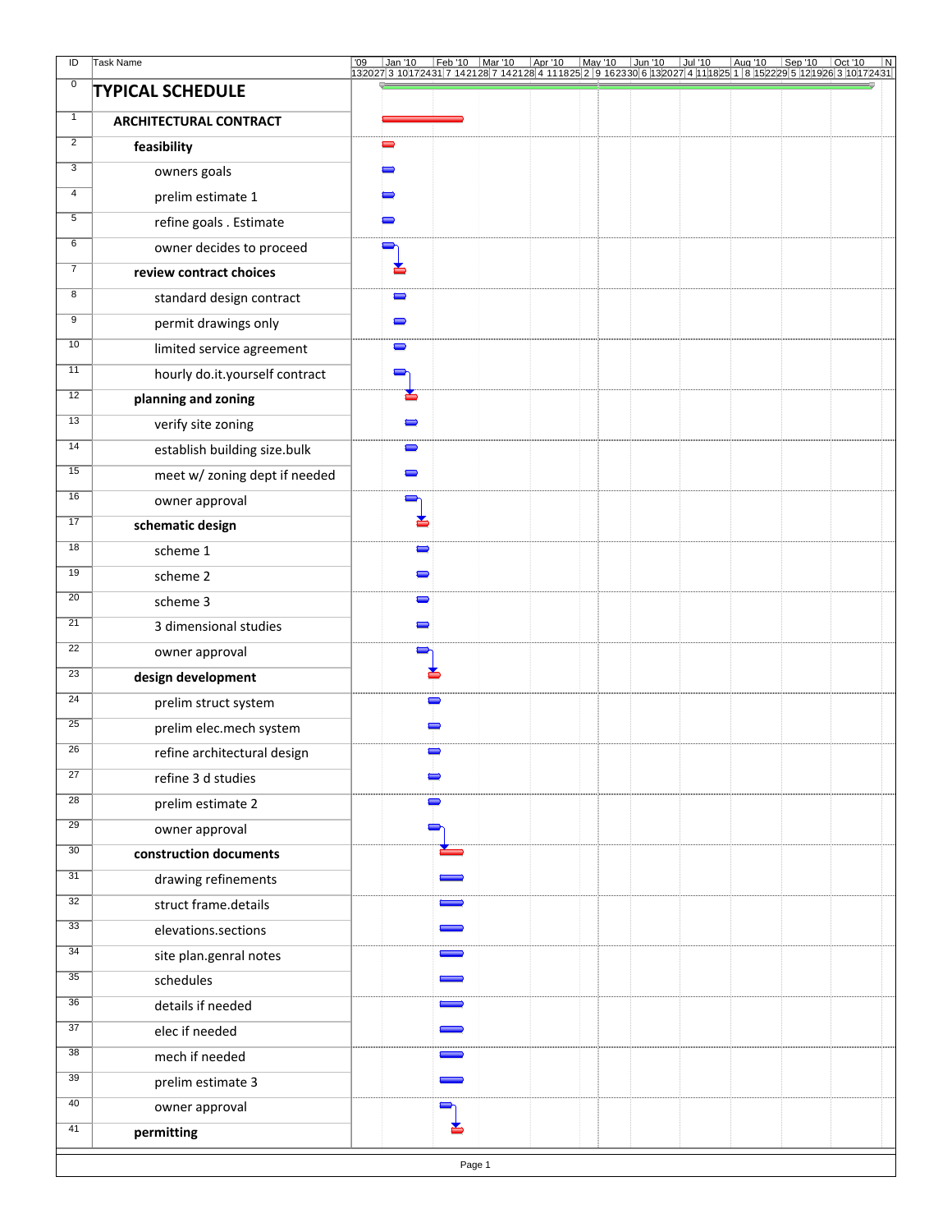| ID | Task Name |
|---|---|
| 0 | **TYPICAL SCHEDULE** |
| 1 | **ARCHITECTURAL CONTRACT** |
| 2 | **feasibility** |
| 3 | owners goals |
| 4 | prelim estimate 1 |
| 5 | refine goals . Estimate |
| 6 | owner decides to proceed |
| 7 | **review contract choices** |
| 8 | standard design contract |
| 9 | permit drawings only |
| 10 | limited service agreement |
| 11 | hourly do.it.yourself contract |
| 12 | **planning and zoning** |
| 13 | verify site zoning |
| 14 | establish building size.bulk |
| 15 | meet w/ zoning dept if needed |
| 16 | owner approval |
| 17 | **schematic design** |
| 18 | scheme 1 |
| 19 | scheme 2 |
| 20 | scheme 3 |
| 21 | 3 dimensional studies |
| 22 | owner approval |
| 23 | **design development** |
| 24 | prelim struct system |
| 25 | prelim elec.mech system |
| 26 | refine architectural design |
| 27 | refine 3 d studies |
| 28 | prelim estimate 2 |
| 29 | owner approval |
| 30 | **construction documents** |
| 31 | drawing refinements |
| 32 | struct frame.details |
| 33 | elevations.sections |
| 34 | site plan.genral notes |
| 35 | schedules |
| 36 | details if needed |
| 37 | elec if needed |
| 38 | mech if needed |
| 39 | prelim estimate 3 |
| 40 | owner approval |
| 41 | **permitting** |

'09 | Jan '10 | Feb '10 | Mar '10 | Apr '10 | May '10 | Jun '10 | Jul '10 | Aug '10 | Sep '10 | Oct '10 | N

13 20 27 3 10 17 24 31 7 14 21 28 7 14 21 28 4 11 18 25 2 9 16 23 30 6 13 20 27 4 11 18 25 1 8 15 22 29 5 12 19 26 3 10 17 24 31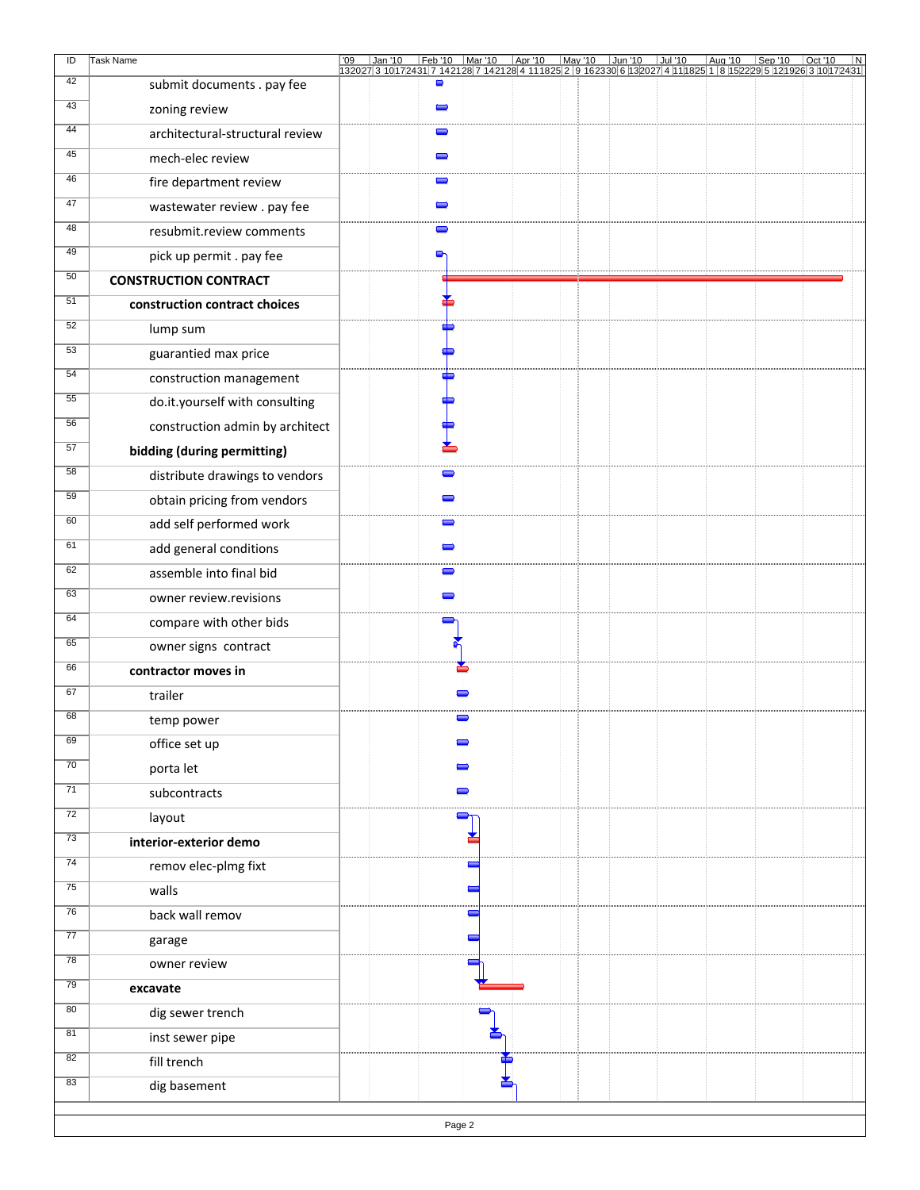| ID | Task Name |
|---|---|
| 42 | submit documents . pay fee |
| 43 | zoning review |
| 44 | architectural-structural review |
| 45 | mech-elec review |
| 46 | fire department review |
| 47 | wastewater review . pay fee |
| 48 | resubmit.review comments |
| 49 | pick up permit . pay fee |
| 50 | **CONSTRUCTION CONTRACT** |
| 51 | **construction contract choices** |
| 52 | lump sum |
| 53 | guarantied max price |
| 54 | construction management |
| 55 | do.it.yourself with consulting |
| 56 | construction admin by architect |
| 57 | **bidding (during permitting)** |
| 58 | distribute drawings to vendors |
| 59 | obtain pricing from vendors |
| 60 | add self performed work |
| 61 | add general conditions |
| 62 | assemble into final bid |
| 63 | owner review.revisions |
| 64 | compare with other bids |
| 65 | owner signs contract |
| 66 | **contractor moves in** |
| 67 | trailer |
| 68 | temp power |
| 69 | office set up |
| 70 | porta let |
| 71 | subcontracts |
| 72 | layout |
| 73 | **interior-exterior demo** |
| 74 | remov elec-plmg fixt |
| 75 | walls |
| 76 | back wall remov |
| 77 | garage |
| 78 | owner review |
| 79 | **excavate** |
| 80 | dig sewer trench |
| 81 | inst sewer pipe |
| 82 | fill trench |
| 83 | dig basement |

Timeline: '09 | Jan '10 | Feb '10 | Mar '10 | Apr '10 | May '10 | Jun '10 | Jul '10 | Aug '10 | Sep '10 | Oct '10 | N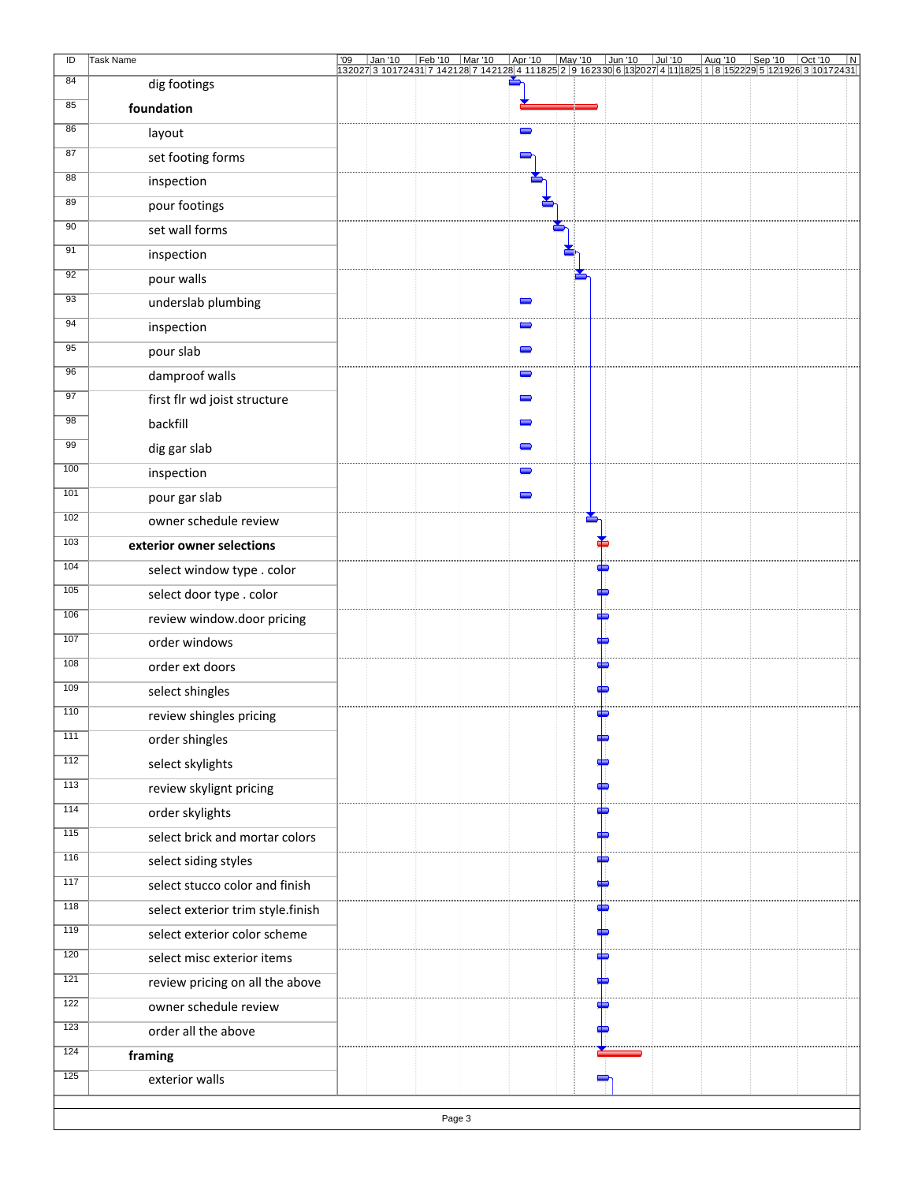| ID | Task Name |
|---|---|
| 84 | dig footings |
| 85 | **foundation** |
| 86 | layout |
| 87 | set footing forms |
| 88 | inspection |
| 89 | pour footings |
| 90 | set wall forms |
| 91 | inspection |
| 92 | pour walls |
| 93 | underslab plumbing |
| 94 | inspection |
| 95 | pour slab |
| 96 | dampproof walls |
| 97 | first flr wd joist structure |
| 98 | backfill |
| 99 | dig gar slab |
| 100 | inspection |
| 101 | pour gar slab |
| 102 | owner schedule review |
| 103 | **exterior owner selections** |
| 104 | select window type . color |
| 105 | select door type . color |
| 106 | review window.door pricing |
| 107 | order windows |
| 108 | order ext doors |
| 109 | select shingles |
| 110 | review shingles pricing |
| 111 | order shingles |
| 112 | select skylights |
| 113 | review skylignt pricing |
| 114 | order skylights |
| 115 | select brick and mortar colors |
| 116 | select siding styles |
| 117 | select stucco color and finish |
| 118 | select exterior trim style.finish |
| 119 | select exterior color scheme |
| 120 | select misc exterior items |
| 121 | review pricing on all the above |
| 122 | owner schedule review |
| 123 | order all the above |
| 124 | **framing** |
| 125 | exterior walls |

'09 | Jan '10 | Feb '10 | Mar '10 | Apr '10 | May '10 | Jun '10 | Jul '10 | Aug '10 | Sep '10 | Oct '10 | N

13 20 27 3 10 17 24 31 7 14 21 28 7 14 21 28 4 11 18 25 2 9 16 23 30 6 13 20 27 4 11 18 25 1 8 15 22 29 5 12 19 26 3 10 17 24 31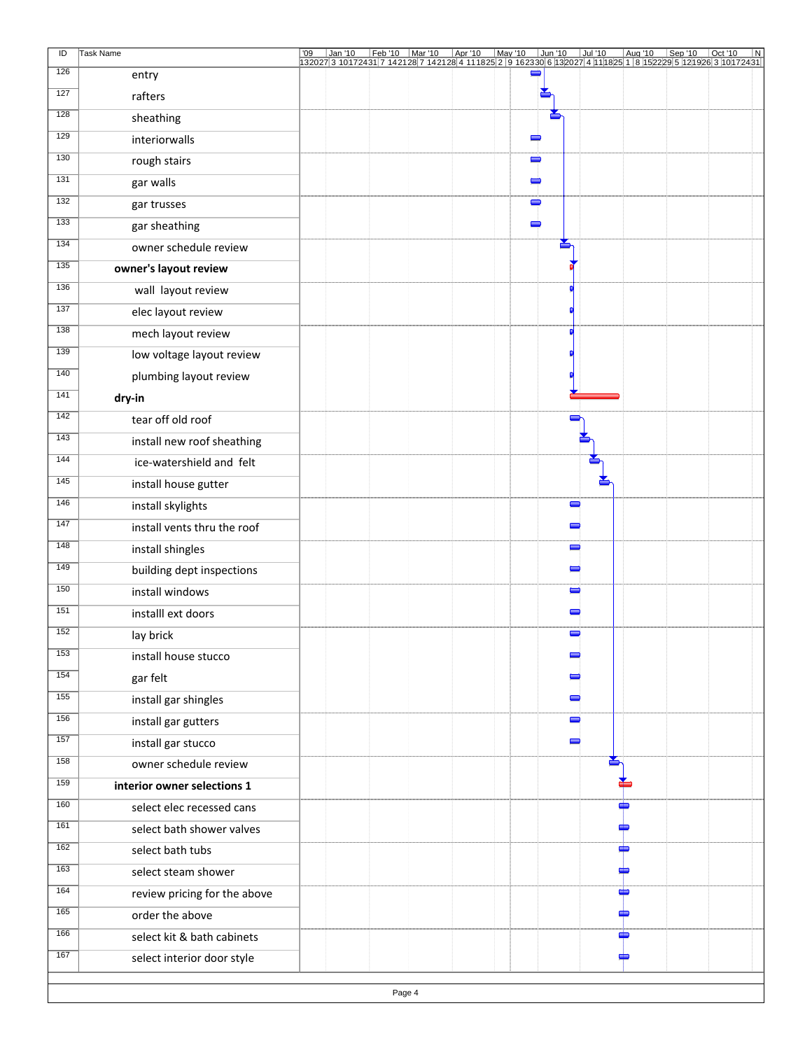| ID | Task Name |
|---|---|
| 126 | entry |
| 127 | rafters |
| 128 | sheathing |
| 129 | interiorwalls |
| 130 | rough stairs |
| 131 | gar walls |
| 132 | gar trusses |
| 133 | gar sheathing |
| 134 | owner schedule review |
| 135 | **owner's layout review** |
| 136 | wall layout review |
| 137 | elec layout review |
| 138 | mech layout review |
| 139 | low voltage layout review |
| 140 | plumbing layout review |
| 141 | **dry-in** |
| 142 | tear off old roof |
| 143 | install new roof sheathing |
| 144 | ice-watershield and felt |
| 145 | install house gutter |
| 146 | install skylights |
| 147 | install vents thru the roof |
| 148 | install shingles |
| 149 | building dept inspections |
| 150 | install windows |
| 151 | installl ext doors |
| 152 | lay brick |
| 153 | install house stucco |
| 154 | gar felt |
| 155 | install gar shingles |
| 156 | install gar gutters |
| 157 | install gar stucco |
| 158 | owner schedule review |
| 159 | **interior owner selections 1** |
| 160 | select elec recessed cans |
| 161 | select bath shower valves |
| 162 | select bath tubs |
| 163 | select steam shower |
| 164 | review pricing for the above |
| 165 | order the above |
| 166 | select kit & bath cabinets |
| 167 | select interior door style |

'09 Jan '10 Feb '10 Mar '10 Apr '10 May '10 Jun '10 Jul '10 Aug '10 Sep '10 Oct '10 N

13 20 27 3 10 17 24 31 7 14 21 28 7 14 21 28 4 11 18 25 2 9 16 23 30 6 13 20 27 4 11 18 25 1 8 15 22 29 5 12 19 26 3 10 17 24 31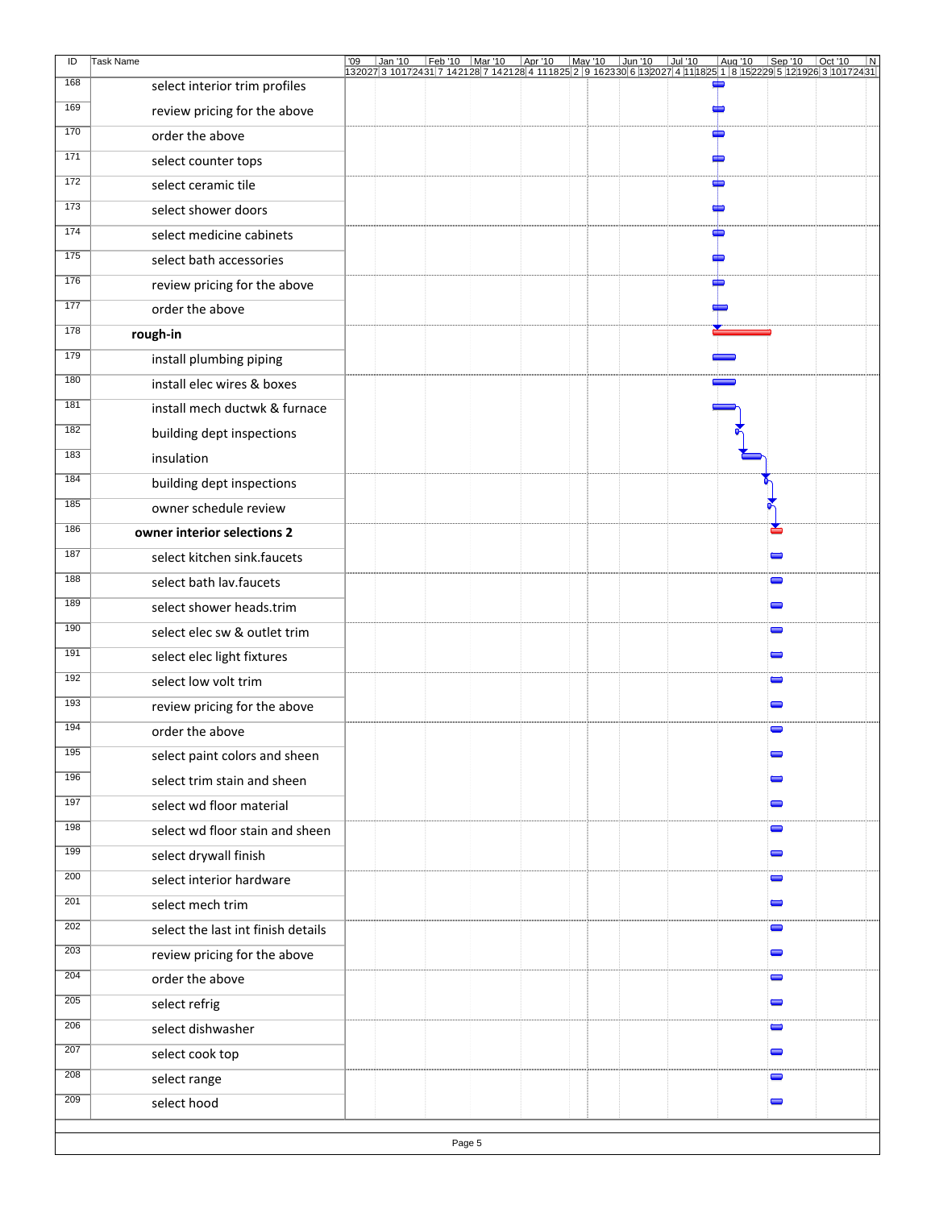| ID | Task Name |
| --- | --- |
| 168 | select interior trim profiles |
| 169 | review pricing for the above |
| 170 | order the above |
| 171 | select counter tops |
| 172 | select ceramic tile |
| 173 | select shower doors |
| 174 | select medicine cabinets |
| 175 | select bath accessories |
| 176 | review pricing for the above |
| 177 | order the above |
| 178 | **rough-in** |
| 179 | install plumbing piping |
| 180 | install elec wires & boxes |
| 181 | install mech ductwk & furnace |
| 182 | building dept inspections |
| 183 | insulation |
| 184 | building dept inspections |
| 185 | owner schedule review |
| 186 | **owner interior selections 2** |
| 187 | select kitchen sink.faucets |
| 188 | select bath lav.faucets |
| 189 | select shower heads.trim |
| 190 | select elec sw & outlet trim |
| 191 | select elec light fixtures |
| 192 | select low volt trim |
| 193 | review pricing for the above |
| 194 | order the above |
| 195 | select paint colors and sheen |
| 196 | select trim stain and sheen |
| 197 | select wd floor material |
| 198 | select wd floor stain and sheen |
| 199 | select drywall finish |
| 200 | select interior hardware |
| 201 | select mech trim |
| 202 | select the last int finish details |
| 203 | review pricing for the above |
| 204 | order the above |
| 205 | select refrig |
| 206 | select dishwasher |
| 207 | select cook top |
| 208 | select range |
| 209 | select hood |

'09 Jan '10 Feb '10 Mar '10 Apr '10 May '10 Jun '10 Jul '10 Aug '10 Sep '10 Oct '10 N
13 20 27 3 10 17 24 31 7 14 21 28 7 14 21 28 4 11 18 25 2 9 16 23 30 6 13 20 27 4 11 18 25 1 8 15 22 29 5 12 19 26 3 10 17 24 31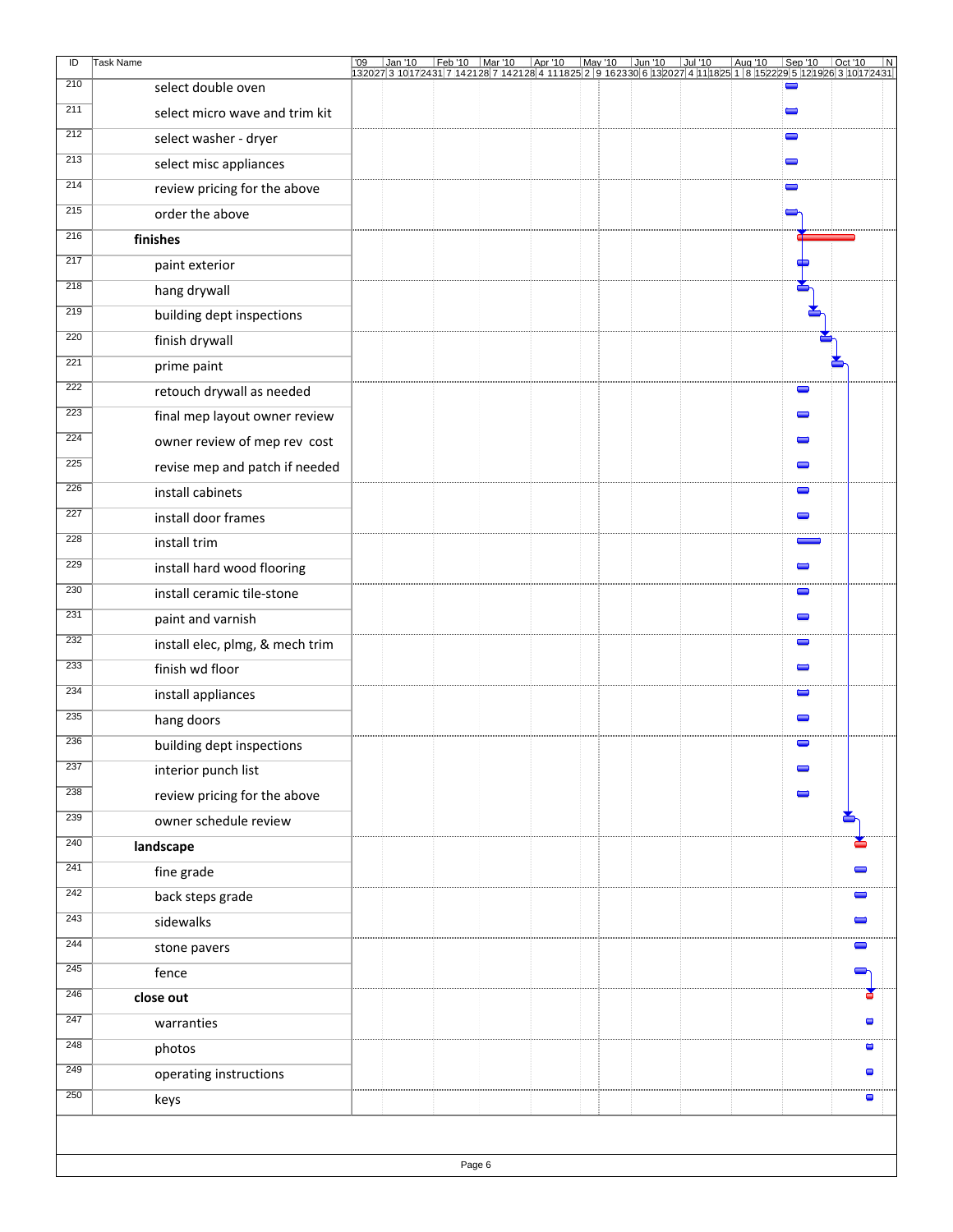| ID | Task Name |
| --- | --- |
| 210 | select double oven |
| 211 | select micro wave and trim kit |
| 212 | select washer - dryer |
| 213 | select misc appliances |
| 214 | review pricing for the above |
| 215 | order the above |
| 216 | **finishes** |
| 217 | paint exterior |
| 218 | hang drywall |
| 219 | building dept inspections |
| 220 | finish drywall |
| 221 | prime paint |
| 222 | retouch drywall as needed |
| 223 | final mep layout owner review |
| 224 | owner review of mep rev cost |
| 225 | revise mep and patch if needed |
| 226 | install cabinets |
| 227 | install door frames |
| 228 | install trim |
| 229 | install hard wood flooring |
| 230 | install ceramic tile-stone |
| 231 | paint and varnish |
| 232 | install elec, plmg, & mech trim |
| 233 | finish wd floor |
| 234 | install appliances |
| 235 | hang doors |
| 236 | building dept inspections |
| 237 | interior punch list |
| 238 | review pricing for the above |
| 239 | owner schedule review |
| 240 | **landscape** |
| 241 | fine grade |
| 242 | back steps grade |
| 243 | sidewalks |
| 244 | stone pavers |
| 245 | fence |
| 246 | **close out** |
| 247 | warranties |
| 248 | photos |
| 249 | operating instructions |
| 250 | keys |

'09 | Jan '10 | Feb '10 | Mar '10 | Apr '10 | May '10 | Jun '10 | Jul '10 | Aug '10 | Sep '10 | Oct '10 | N

13 20 27 3 10 17 24 31 7 14 21 28 7 14 21 28 4 11 18 25 2 9 16 23 30 6 13 20 27 4 11 18 25 1 8 15 22 29 5 12 19 26 3 10 17 24 31